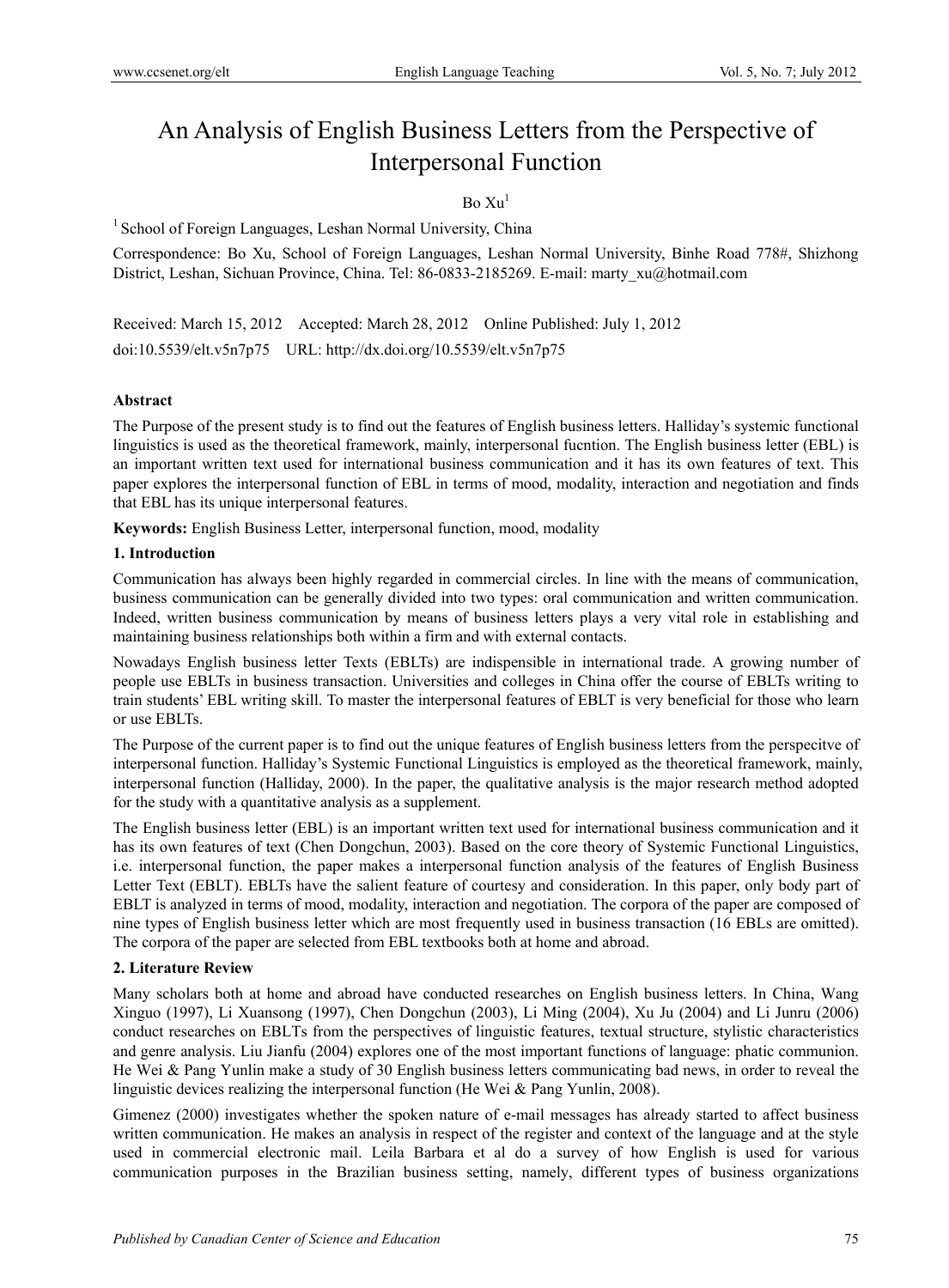# An Analysis of English Business Letters from the Perspective of Interpersonal Function

Bo Xu[1]

[1] School of Foreign Languages, Leshan Normal University, China

Correspondence: Bo Xu, School of Foreign Languages, Leshan Normal University, Binhe Road 778#, Shizhong District, Leshan, Sichuan Province, China. Tel: 86-0833-2185269. E-mail: marty_xu@hotmail.com

Received: March 15, 2012 Accepted: March 28, 2012 Online Published: July 1, 2012

doi:10.5539/elt.v5n7p75 URL: http://dx.doi.org/10.5539/elt.v5n7p75

**Abstract**

The Purpose of the present study is to find out the features of English business letters. Halliday's systemic functional linguistics is used as the theoretical framework, mainly, interpersonal fucntion. The English business letter (EBL) is an important written text used for international business communication and it has its own features of text. This paper explores the interpersonal function of EBL in terms of mood, modality, interaction and negotiation and finds that EBL has its unique interpersonal features.

**Keywords:** English Business Letter, interpersonal function, mood, modality

## 1. Introduction

Communication has always been highly regarded in commercial circles. In line with the means of communication, business communication can be generally divided into two types: oral communication and written communication. Indeed, written business communication by means of business letters plays a very vital role in establishing and maintaining business relationships both within a firm and with external contacts.

Nowadays English business letter Texts (EBLTs) are indispensible in international trade. A growing number of people use EBLTs in business transaction. Universities and colleges in China offer the course of EBLTs writing to train students' EBL writing skill. To master the interpersonal features of EBLT is very beneficial for those who learn or use EBLTs.

The Purpose of the current paper is to find out the unique features of English business letters from the perspecitve of interpersonal function. Halliday's Systemic Functional Linguistics is employed as the theoretical framework, mainly, interpersonal function (Halliday, 2000). In the paper, the qualitative analysis is the major research method adopted for the study with a quantitative analysis as a supplement.

The English business letter (EBL) is an important written text used for international business communication and it has its own features of text (Chen Dongchun, 2003). Based on the core theory of Systemic Functional Linguistics, i.e. interpersonal function, the paper makes a interpersonal function analysis of the features of English Business Letter Text (EBLT). EBLTs have the salient feature of courtesy and consideration. In this paper, only body part of EBLT is analyzed in terms of mood, modality, interaction and negotiation. The corpora of the paper are composed of nine types of English business letter which are most frequently used in business transaction (16 EBLs are omitted). The corpora of the paper are selected from EBL textbooks both at home and abroad.

## 2. Literature Review

Many scholars both at home and abroad have conducted researches on English business letters. In China, Wang Xinguo (1997), Li Xuansong (1997), Chen Dongchun (2003), Li Ming (2004), Xu Ju (2004) and Li Junru (2006) conduct researches on EBLTs from the perspectives of linguistic features, textual structure, stylistic characteristics and genre analysis. Liu Jianfu (2004) explores one of the most important functions of language: phatic communion. He Wei & Pang Yunlin make a study of 30 English business letters communicating bad news, in order to reveal the linguistic devices realizing the interpersonal function (He Wei & Pang Yunlin, 2008).

Gimenez (2000) investigates whether the spoken nature of e-mail messages has already started to affect business written communication. He makes an analysis in respect of the register and context of the language and at the style used in commercial electronic mail. Leila Barbara et al do a survey of how English is used for various communication purposes in the Brazilian business setting, namely, different types of business organizations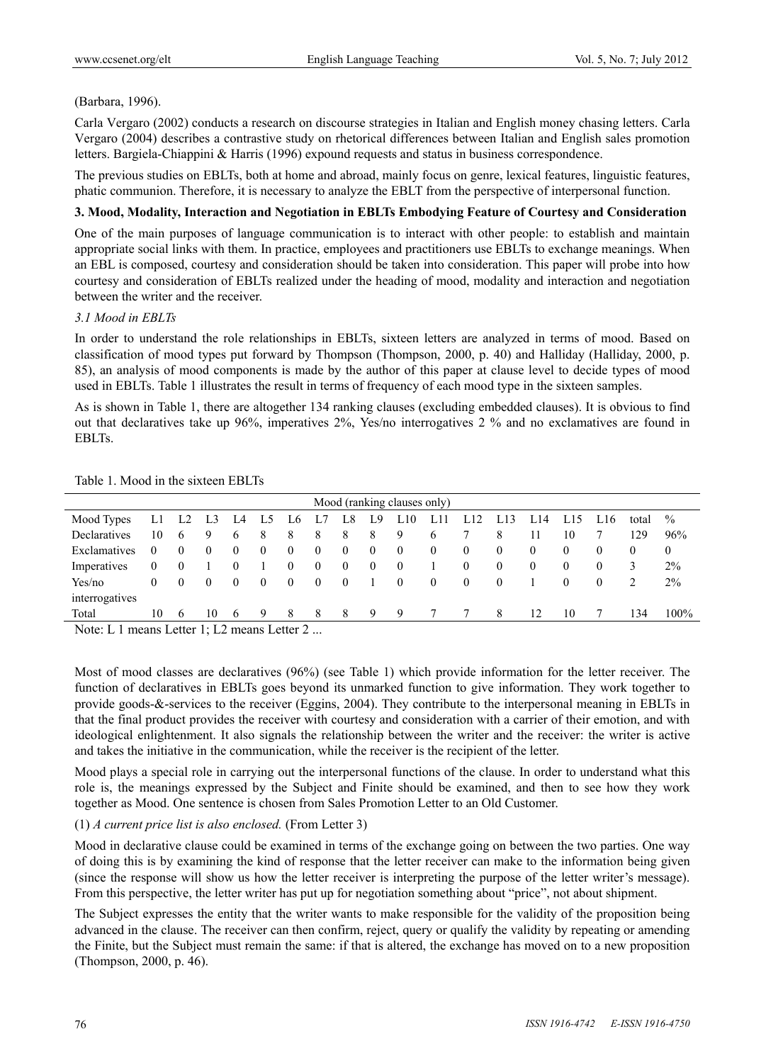(Barbara, 1996).

Carla Vergaro (2002) conducts a research on discourse strategies in Italian and English money chasing letters. Carla Vergaro (2004) describes a contrastive study on rhetorical differences between Italian and English sales promotion letters. Bargiela-Chiappini & Harris (1996) expound requests and status in business correspondence.

The previous studies on EBLTs, both at home and abroad, mainly focus on genre, lexical features, linguistic features, phatic communion. Therefore, it is necessary to analyze the EBLT from the perspective of interpersonal function.

### 3. Mood, Modality, Interaction and Negotiation in EBLTs Embodying Feature of Courtesy and Consideration

One of the main purposes of language communication is to interact with other people: to establish and maintain appropriate social links with them. In practice, employees and practitioners use EBLTs to exchange meanings. When an EBL is composed, courtesy and consideration should be taken into consideration. This paper will probe into how courtesy and consideration of EBLTs realized under the heading of mood, modality and interaction and negotiation between the writer and the receiver.

#### *3.1 Mood in EBLTs*

In order to understand the role relationships in EBLTs, sixteen letters are analyzed in terms of mood. Based on classification of mood types put forward by Thompson (Thompson, 2000, p. 40) and Halliday (Halliday, 2000, p. 85), an analysis of mood components is made by the author of this paper at clause level to decide types of mood used in EBLTs. Table 1 illustrates the result in terms of frequency of each mood type in the sixteen samples.

As is shown in Table 1, there are altogether 134 ranking clauses (excluding embedded clauses). It is obvious to find out that declaratives take up 96%, imperatives 2%, Yes/no interrogatives 2 % and no exclamatives are found in EBLTs.

Table 1. Mood in the sixteen EBLTs

| Mood (ranking clauses only) | | | | | | | | | | | | | | | | | | |
|---|---|---|---|---|---|---|---|---|---|---|---|---|---|---|---|---|---|---|
| Mood Types | L1 | L2 | L3 | L4 | L5 | L6 | L7 | L8 | L9 | L10 | L11 | L12 | L13 | L14 | L15 | L16 | total | % |
| Declaratives | 10 | 6 | 9 | 6 | 8 | 8 | 8 | 8 | 8 | 9 | 6 | 7 | 8 | 11 | 10 | 7 | 129 | 96% |
| Exclamatives | 0 | 0 | 0 | 0 | 0 | 0 | 0 | 0 | 0 | 0 | 0 | 0 | 0 | 0 | 0 | 0 | 0 | 0 |
| Imperatives | 0 | 0 | 1 | 0 | 1 | 0 | 0 | 0 | 0 | 0 | 1 | 0 | 0 | 0 | 0 | 0 | 3 | 2% |
| Yes/no interrogatives | 0 | 0 | 0 | 0 | 0 | 0 | 0 | 0 | 1 | 0 | 0 | 0 | 0 | 1 | 0 | 0 | 2 | 2% |
| Total | 10 | 6 | 10 | 6 | 9 | 8 | 8 | 8 | 9 | 9 | 7 | 7 | 8 | 12 | 10 | 7 | 134 | 100% |

Note: L 1 means Letter 1; L2 means Letter 2 ...

Most of mood classes are declaratives (96%) (see Table 1) which provide information for the letter receiver. The function of declaratives in EBLTs goes beyond its unmarked function to give information. They work together to provide goods-&-services to the receiver (Eggins, 2004). They contribute to the interpersonal meaning in EBLTs in that the final product provides the receiver with courtesy and consideration with a carrier of their emotion, and with ideological enlightenment. It also signals the relationship between the writer and the receiver: the writer is active and takes the initiative in the communication, while the receiver is the recipient of the letter.

Mood plays a special role in carrying out the interpersonal functions of the clause. In order to understand what this role is, the meanings expressed by the Subject and Finite should be examined, and then to see how they work together as Mood. One sentence is chosen from Sales Promotion Letter to an Old Customer.

(1) *A current price list is also enclosed.* (From Letter 3)

Mood in declarative clause could be examined in terms of the exchange going on between the two parties. One way of doing this is by examining the kind of response that the letter receiver can make to the information being given (since the response will show us how the letter receiver is interpreting the purpose of the letter writer's message). From this perspective, the letter writer has put up for negotiation something about "price", not about shipment.

The Subject expresses the entity that the writer wants to make responsible for the validity of the proposition being advanced in the clause. The receiver can then confirm, reject, query or qualify the validity by repeating or amending the Finite, but the Subject must remain the same: if that is altered, the exchange has moved on to a new proposition (Thompson, 2000, p. 46).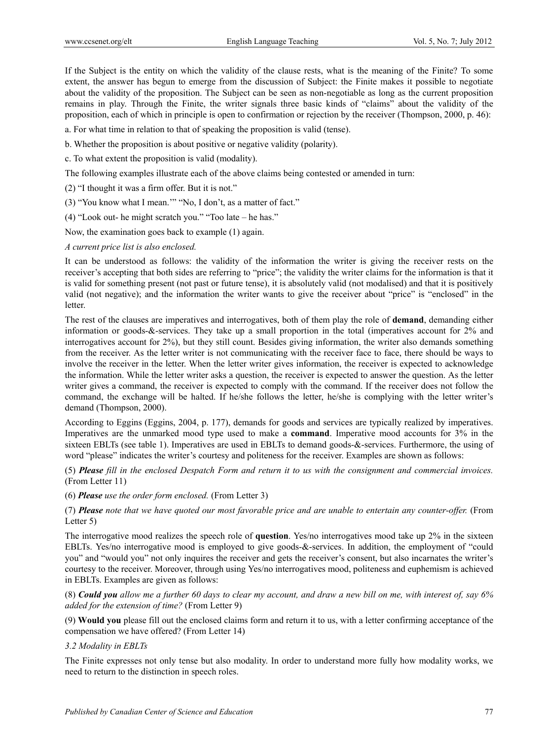If the Subject is the entity on which the validity of the clause rests, what is the meaning of the Finite? To some extent, the answer has begun to emerge from the discussion of Subject: the Finite makes it possible to negotiate about the validity of the proposition. The Subject can be seen as non-negotiable as long as the current proposition remains in play. Through the Finite, the writer signals three basic kinds of "claims" about the validity of the proposition, each of which in principle is open to confirmation or rejection by the receiver (Thompson, 2000, p. 46):

a. For what time in relation to that of speaking the proposition is valid (tense).

b. Whether the proposition is about positive or negative validity (polarity).

c. To what extent the proposition is valid (modality).

The following examples illustrate each of the above claims being contested or amended in turn:

(2) "I thought it was a firm offer. But it is not."

(3) "You know what I mean.'" "No, I don't, as a matter of fact."

(4) "Look out- he might scratch you." "Too late – he has."

Now, the examination goes back to example (1) again.

*A current price list is also enclosed.*

It can be understood as follows: the validity of the information the writer is giving the receiver rests on the receiver's accepting that both sides are referring to "price"; the validity the writer claims for the information is that it is valid for something present (not past or future tense), it is absolutely valid (not modalised) and that it is positively valid (not negative); and the information the writer wants to give the receiver about "price" is "enclosed" in the letter.

The rest of the clauses are imperatives and interrogatives, both of them play the role of **demand**, demanding either information or goods-&-services. They take up a small proportion in the total (imperatives account for 2% and interrogatives account for 2%), but they still count. Besides giving information, the writer also demands something from the receiver. As the letter writer is not communicating with the receiver face to face, there should be ways to involve the receiver in the letter. When the letter writer gives information, the receiver is expected to acknowledge the information. While the letter writer asks a question, the receiver is expected to answer the question. As the letter writer gives a command, the receiver is expected to comply with the command. If the receiver does not follow the command, the exchange will be halted. If he/she follows the letter, he/she is complying with the letter writer's demand (Thompson, 2000).

According to Eggins (Eggins, 2004, p. 177), demands for goods and services are typically realized by imperatives. Imperatives are the unmarked mood type used to make a **command**. Imperative mood accounts for 3% in the sixteen EBLTs (see table 1). Imperatives are used in EBLTs to demand goods-&-services. Furthermore, the using of word "please" indicates the writer's courtesy and politeness for the receiver. Examples are shown as follows:

(5) ***Please*** *fill in the enclosed Despatch Form and return it to us with the consignment and commercial invoices.* (From Letter 11)

(6) ***Please*** *use the order form enclosed.* (From Letter 3)

(7) ***Please*** *note that we have quoted our most favorable price and are unable to entertain any counter-offer.* (From Letter 5)

The interrogative mood realizes the speech role of **question**. Yes/no interrogatives mood take up 2% in the sixteen EBLTs. Yes/no interrogative mood is employed to give goods-&-services. In addition, the employment of "could you" and "would you" not only inquires the receiver and gets the receiver's consent, but also incarnates the writer's courtesy to the receiver. Moreover, through using Yes/no interrogatives mood, politeness and euphemism is achieved in EBLTs. Examples are given as follows:

(8) ***Could you*** *allow me a further 60 days to clear my account, and draw a new bill on me, with interest of, say 6% added for the extension of time?* (From Letter 9)

(9) **Would you** please fill out the enclosed claims form and return it to us, with a letter confirming acceptance of the compensation we have offered? (From Letter 14)

### *3.2 Modality in EBLTs*

The Finite expresses not only tense but also modality. In order to understand more fully how modality works, we need to return to the distinction in speech roles.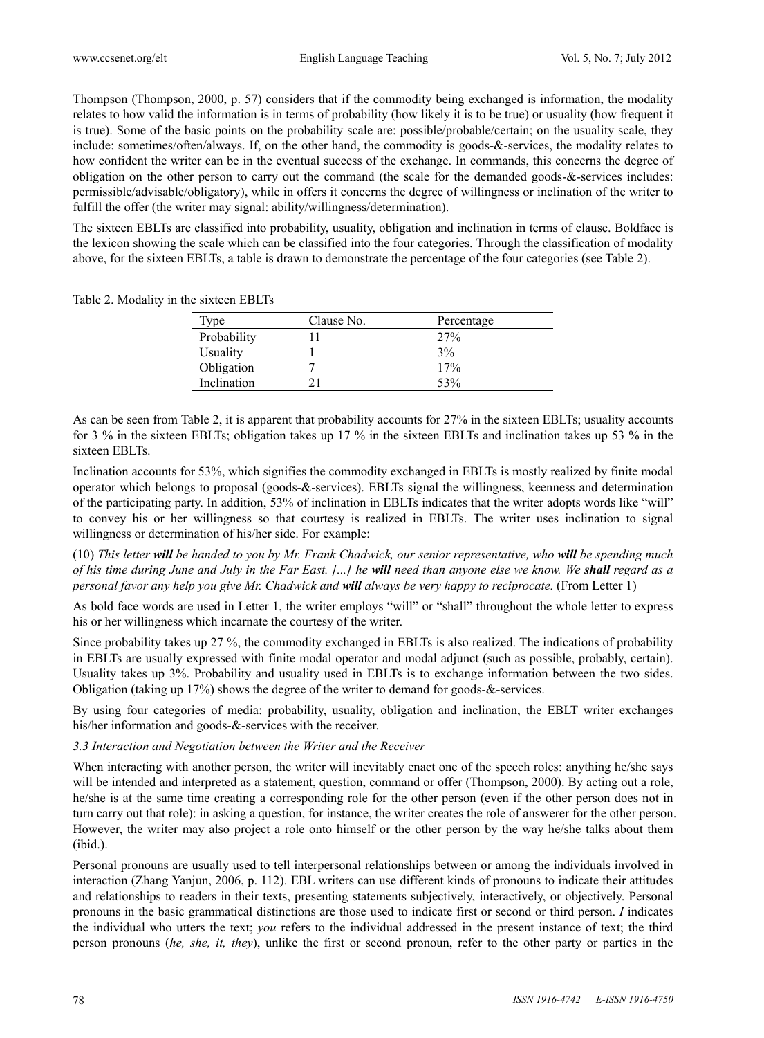Thompson (Thompson, 2000, p. 57) considers that if the commodity being exchanged is information, the modality relates to how valid the information is in terms of probability (how likely it is to be true) or usuality (how frequent it is true). Some of the basic points on the probability scale are: possible/probable/certain; on the usuality scale, they include: sometimes/often/always. If, on the other hand, the commodity is goods-&-services, the modality relates to how confident the writer can be in the eventual success of the exchange. In commands, this concerns the degree of obligation on the other person to carry out the command (the scale for the demanded goods-&-services includes: permissible/advisable/obligatory), while in offers it concerns the degree of willingness or inclination of the writer to fulfill the offer (the writer may signal: ability/willingness/determination).

The sixteen EBLTs are classified into probability, usuality, obligation and inclination in terms of clause. Boldface is the lexicon showing the scale which can be classified into the four categories. Through the classification of modality above, for the sixteen EBLTs, a table is drawn to demonstrate the percentage of the four categories (see Table 2).

Table 2. Modality in the sixteen EBLTs

| Type | Clause No. | Percentage |
|---|---|---|
| Probability | 11 | 27% |
| Usuality | 1 | 3% |
| Obligation | 7 | 17% |
| Inclination | 21 | 53% |

As can be seen from Table 2, it is apparent that probability accounts for 27% in the sixteen EBLTs; usuality accounts for 3 % in the sixteen EBLTs; obligation takes up 17 % in the sixteen EBLTs and inclination takes up 53 % in the sixteen EBLTs.

Inclination accounts for 53%, which signifies the commodity exchanged in EBLTs is mostly realized by finite modal operator which belongs to proposal (goods-&-services). EBLTs signal the willingness, keenness and determination of the participating party. In addition, 53% of inclination in EBLTs indicates that the writer adopts words like "will" to convey his or her willingness so that courtesy is realized in EBLTs. The writer uses inclination to signal willingness or determination of his/her side. For example:

(10) *This letter **will** be handed to you by Mr. Frank Chadwick, our senior representative, who **will** be spending much of his time during June and July in the Far East. [...] he **will** need than anyone else we know. We **shall** regard as a personal favor any help you give Mr. Chadwick and **will** always be very happy to reciprocate.* (From Letter 1)

As bold face words are used in Letter 1, the writer employs "will" or "shall" throughout the whole letter to express his or her willingness which incarnate the courtesy of the writer.

Since probability takes up 27 %, the commodity exchanged in EBLTs is also realized. The indications of probability in EBLTs are usually expressed with finite modal operator and modal adjunct (such as possible, probably, certain). Usuality takes up 3%. Probability and usuality used in EBLTs is to exchange information between the two sides. Obligation (taking up 17%) shows the degree of the writer to demand for goods-&-services.

By using four categories of media: probability, usuality, obligation and inclination, the EBLT writer exchanges his/her information and goods-&-services with the receiver.

### *3.3 Interaction and Negotiation between the Writer and the Receiver*

When interacting with another person, the writer will inevitably enact one of the speech roles: anything he/she says will be intended and interpreted as a statement, question, command or offer (Thompson, 2000). By acting out a role, he/she is at the same time creating a corresponding role for the other person (even if the other person does not in turn carry out that role): in asking a question, for instance, the writer creates the role of answerer for the other person. However, the writer may also project a role onto himself or the other person by the way he/she talks about them (ibid.).

Personal pronouns are usually used to tell interpersonal relationships between or among the individuals involved in interaction (Zhang Yanjun, 2006, p. 112). EBL writers can use different kinds of pronouns to indicate their attitudes and relationships to readers in their texts, presenting statements subjectively, interactively, or objectively. Personal pronouns in the basic grammatical distinctions are those used to indicate first or second or third person. *I* indicates the individual who utters the text; *you* refers to the individual addressed in the present instance of text; the third person pronouns (*he, she, it, they*), unlike the first or second pronoun, refer to the other party or parties in the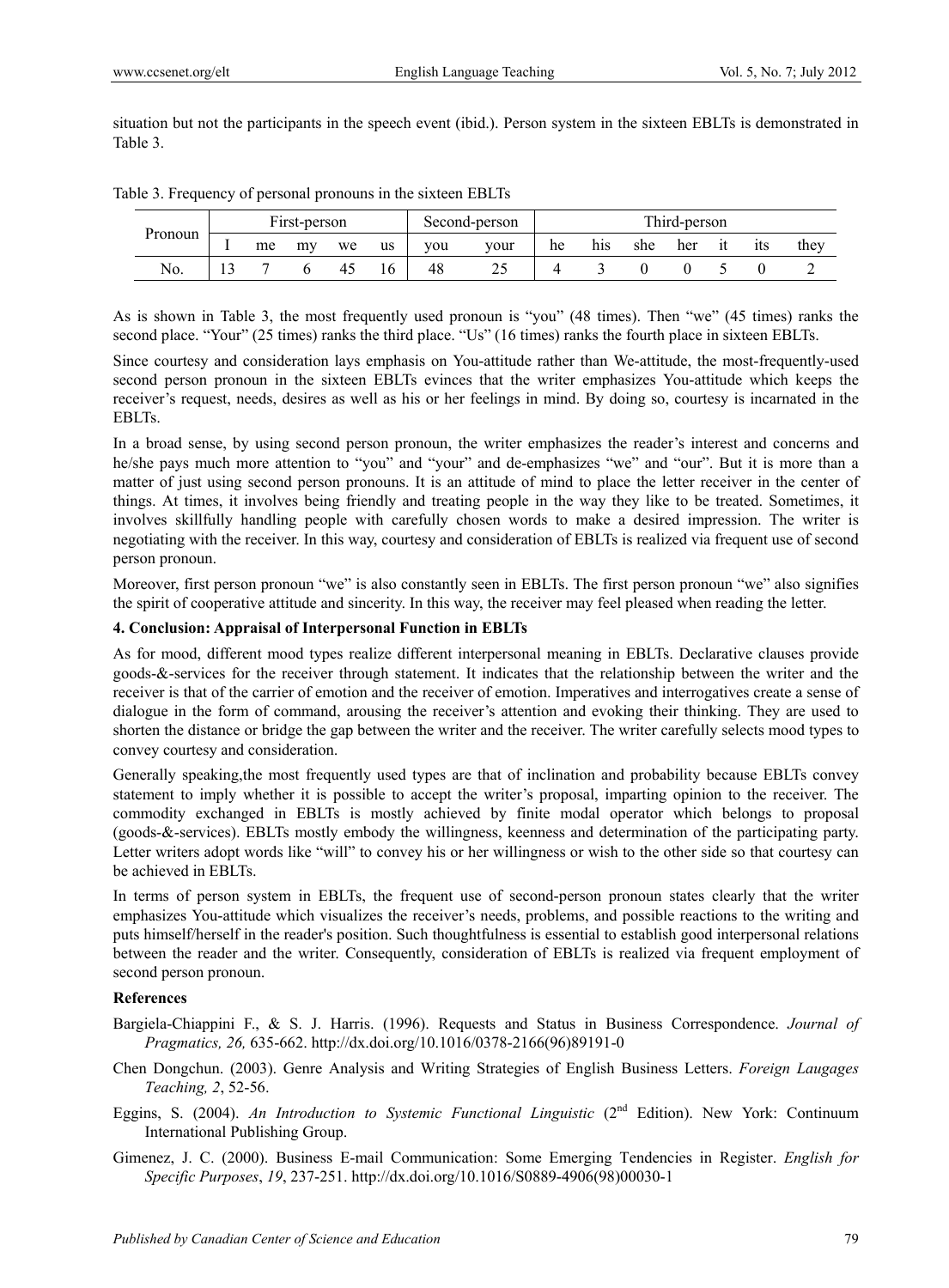situation but not the participants in the speech event (ibid.). Person system in the sixteen EBLTs is demonstrated in Table 3.

Table 3. Frequency of personal pronouns in the sixteen EBLTs

| Pronoun | First-person | | | | | Second-person | | Third-person | | | | | | |
|---|---|---|---|---|---|---|---|---|---|---|---|---|---|---|
| | I | me | my | we | us | you | your | he | his | she | her | it | its | they |
| No. | 13 | 7 | 6 | 45 | 16 | 48 | 25 | 4 | 3 | 0 | 0 | 5 | 0 | 2 |

As is shown in Table 3, the most frequently used pronoun is "you" (48 times). Then "we" (45 times) ranks the second place. "Your" (25 times) ranks the third place. "Us" (16 times) ranks the fourth place in sixteen EBLTs.

Since courtesy and consideration lays emphasis on You-attitude rather than We-attitude, the most-frequently-used second person pronoun in the sixteen EBLTs evinces that the writer emphasizes You-attitude which keeps the receiver's request, needs, desires as well as his or her feelings in mind. By doing so, courtesy is incarnated in the EBLTs.

In a broad sense, by using second person pronoun, the writer emphasizes the reader's interest and concerns and he/she pays much more attention to "you" and "your" and de-emphasizes "we" and "our". But it is more than a matter of just using second person pronouns. It is an attitude of mind to place the letter receiver in the center of things. At times, it involves being friendly and treating people in the way they like to be treated. Sometimes, it involves skillfully handling people with carefully chosen words to make a desired impression. The writer is negotiating with the receiver. In this way, courtesy and consideration of EBLTs is realized via frequent use of second person pronoun.

Moreover, first person pronoun "we" is also constantly seen in EBLTs. The first person pronoun "we" also signifies the spirit of cooperative attitude and sincerity. In this way, the receiver may feel pleased when reading the letter.

## 4. Conclusion: Appraisal of Interpersonal Function in EBLTs

As for mood, different mood types realize different interpersonal meaning in EBLTs. Declarative clauses provide goods-&-services for the receiver through statement. It indicates that the relationship between the writer and the receiver is that of the carrier of emotion and the receiver of emotion. Imperatives and interrogatives create a sense of dialogue in the form of command, arousing the receiver's attention and evoking their thinking. They are used to shorten the distance or bridge the gap between the writer and the receiver. The writer carefully selects mood types to convey courtesy and consideration.

Generally speaking,the most frequently used types are that of inclination and probability because EBLTs convey statement to imply whether it is possible to accept the writer's proposal, imparting opinion to the receiver. The commodity exchanged in EBLTs is mostly achieved by finite modal operator which belongs to proposal (goods-&-services). EBLTs mostly embody the willingness, keenness and determination of the participating party. Letter writers adopt words like "will" to convey his or her willingness or wish to the other side so that courtesy can be achieved in EBLTs.

In terms of person system in EBLTs, the frequent use of second-person pronoun states clearly that the writer emphasizes You-attitude which visualizes the receiver's needs, problems, and possible reactions to the writing and puts himself/herself in the reader's position. Such thoughtfulness is essential to establish good interpersonal relations between the reader and the writer. Consequently, consideration of EBLTs is realized via frequent employment of second person pronoun.

## References

Bargiela-Chiappini F., & S. J. Harris. (1996). Requests and Status in Business Correspondence. *Journal of Pragmatics, 26,* 635-662. http://dx.doi.org/10.1016/0378-2166(96)89191-0

Chen Dongchun. (2003). Genre Analysis and Writing Strategies of English Business Letters. *Foreign Laugages Teaching, 2*, 52-56.

Eggins, S. (2004). *An Introduction to Systemic Functional Linguistic* (2nd Edition). New York: Continuum International Publishing Group.

Gimenez, J. C. (2000). Business E-mail Communication: Some Emerging Tendencies in Register. *English for Specific Purposes*, *19*, 237-251. http://dx.doi.org/10.1016/S0889-4906(98)00030-1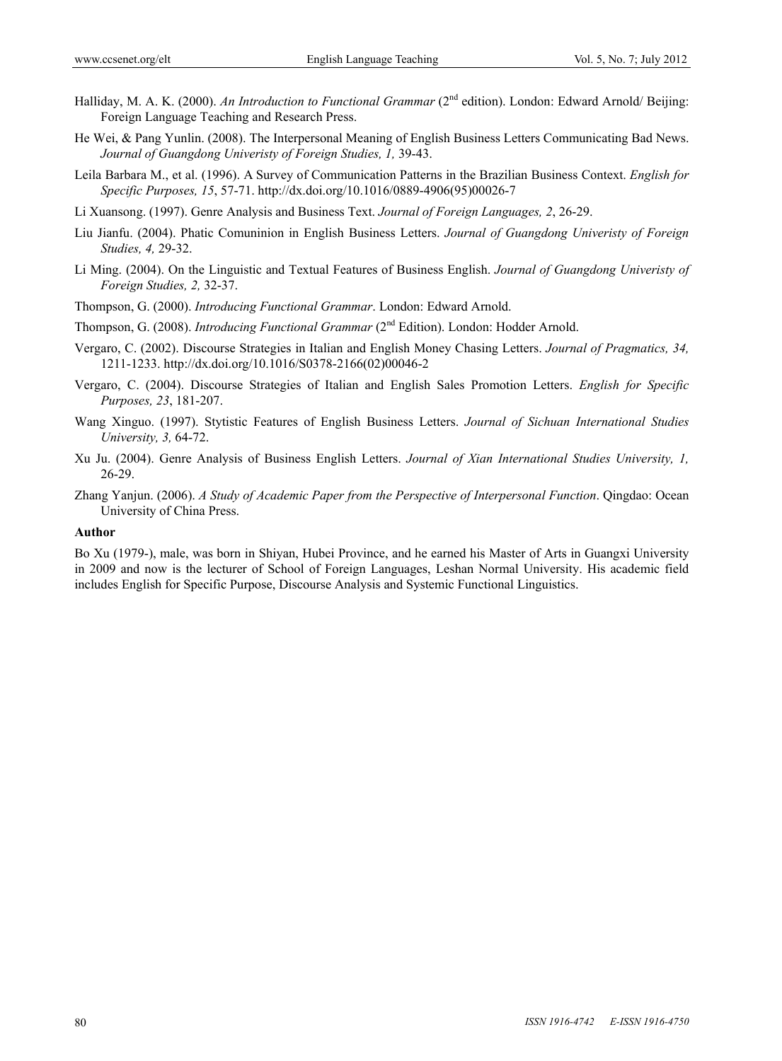Halliday, M. A. K. (2000). *An Introduction to Functional Grammar* (2nd edition). London: Edward Arnold/ Beijing: Foreign Language Teaching and Research Press.

He Wei, & Pang Yunlin. (2008). The Interpersonal Meaning of English Business Letters Communicating Bad News. *Journal of Guangdong Univeristy of Foreign Studies, 1,* 39-43.

Leila Barbara M., et al. (1996). A Survey of Communication Patterns in the Brazilian Business Context. *English for Specific Purposes, 15*, 57-71. http://dx.doi.org/10.1016/0889-4906(95)00026-7

Li Xuansong. (1997). Genre Analysis and Business Text. *Journal of Foreign Languages, 2*, 26-29.

Liu Jianfu. (2004). Phatic Comuninion in English Business Letters. *Journal of Guangdong Univeristy of Foreign Studies, 4,* 29-32.

Li Ming. (2004). On the Linguistic and Textual Features of Business English. *Journal of Guangdong Univeristy of Foreign Studies, 2,* 32-37.

Thompson, G. (2000). *Introducing Functional Grammar*. London: Edward Arnold.

Thompson, G. (2008). *Introducing Functional Grammar* (2nd Edition). London: Hodder Arnold.

Vergaro, C. (2002). Discourse Strategies in Italian and English Money Chasing Letters. *Journal of Pragmatics, 34,* 1211-1233. http://dx.doi.org/10.1016/S0378-2166(02)00046-2

Vergaro, C. (2004). Discourse Strategies of Italian and English Sales Promotion Letters. *English for Specific Purposes, 23*, 181-207.

Wang Xinguo. (1997). Stytistic Features of English Business Letters. *Journal of Sichuan International Studies University, 3,* 64-72.

Xu Ju. (2004). Genre Analysis of Business English Letters. *Journal of Xian International Studies University, 1,* 26-29.

Zhang Yanjun. (2006). *A Study of Academic Paper from the Perspective of Interpersonal Function*. Qingdao: Ocean University of China Press.

**Author**

Bo Xu (1979-), male, was born in Shiyan, Hubei Province, and he earned his Master of Arts in Guangxi University in 2009 and now is the lecturer of School of Foreign Languages, Leshan Normal University. His academic field includes English for Specific Purpose, Discourse Analysis and Systemic Functional Linguistics.